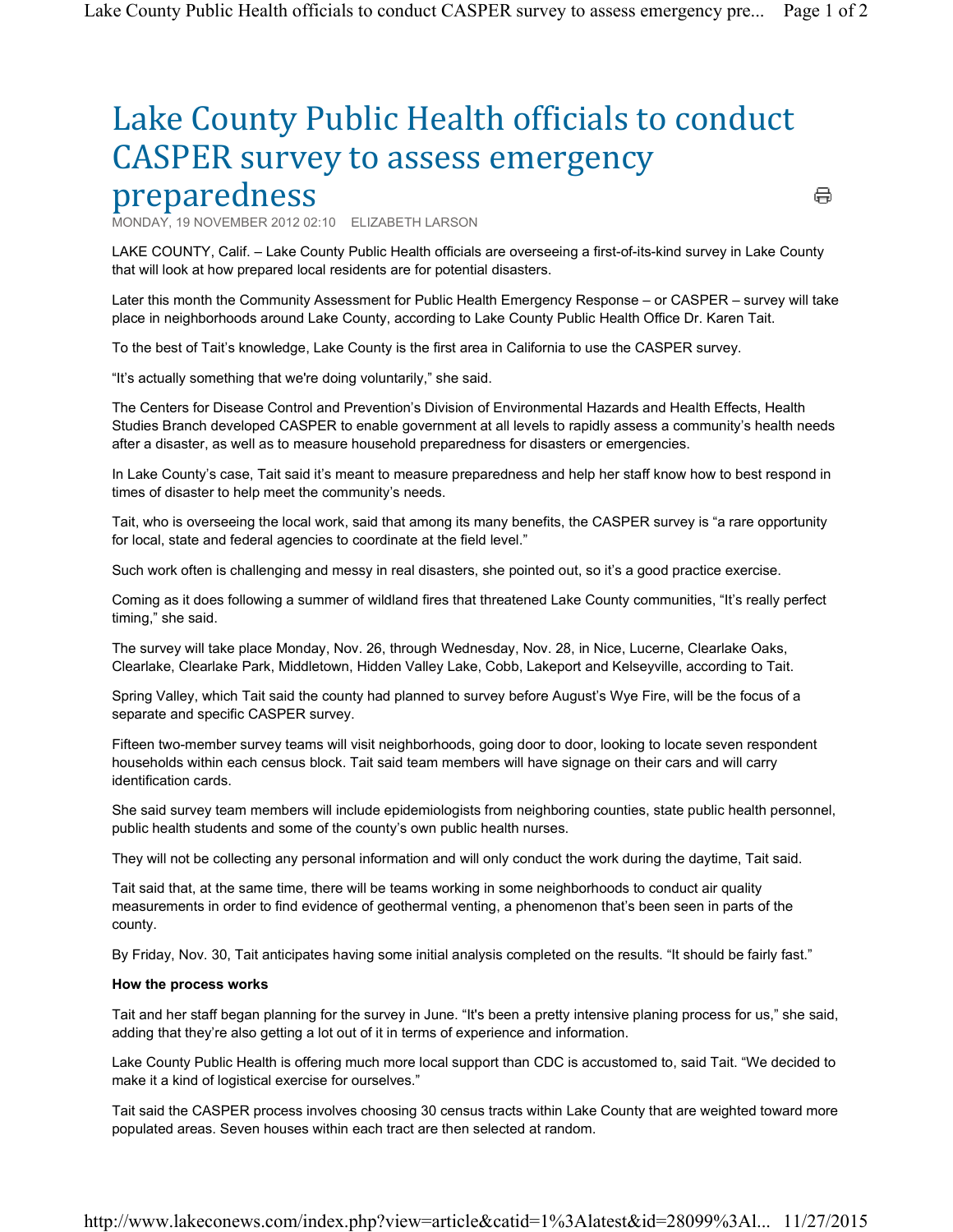# Lake County Public Health officials to conduct CASPER survey to assess emergency preparedness

MONDAY, 19 NOVEMBER 2012 02:10 ELIZABETH LARSON

LAKE COUNTY, Calif. – Lake County Public Health officials are overseeing a first-of-its-kind survey in Lake County that will look at how prepared local residents are for potential disasters.

Later this month the Community Assessment for Public Health Emergency Response – or CASPER – survey will take place in neighborhoods around Lake County, according to Lake County Public Health Office Dr. Karen Tait.

To the best of Tait's knowledge, Lake County is the first area in California to use the CASPER survey.

"It's actually something that we're doing voluntarily," she said.

The Centers for Disease Control and Prevention's Division of Environmental Hazards and Health Effects, Health Studies Branch developed CASPER to enable government at all levels to rapidly assess a community's health needs after a disaster, as well as to measure household preparedness for disasters or emergencies.

In Lake County's case, Tait said it's meant to measure preparedness and help her staff know how to best respond in times of disaster to help meet the community's needs.

Tait, who is overseeing the local work, said that among its many benefits, the CASPER survey is "a rare opportunity for local, state and federal agencies to coordinate at the field level."

Such work often is challenging and messy in real disasters, she pointed out, so it's a good practice exercise.

Coming as it does following a summer of wildland fires that threatened Lake County communities, "It's really perfect timing," she said.

The survey will take place Monday, Nov. 26, through Wednesday, Nov. 28, in Nice, Lucerne, Clearlake Oaks, Clearlake, Clearlake Park, Middletown, Hidden Valley Lake, Cobb, Lakeport and Kelseyville, according to Tait.

Spring Valley, which Tait said the county had planned to survey before August's Wye Fire, will be the focus of a separate and specific CASPER survey.

Fifteen two-member survey teams will visit neighborhoods, going door to door, looking to locate seven respondent households within each census block. Tait said team members will have signage on their cars and will carry identification cards.

She said survey team members will include epidemiologists from neighboring counties, state public health personnel, public health students and some of the county's own public health nurses.

They will not be collecting any personal information and will only conduct the work during the daytime, Tait said.

Tait said that, at the same time, there will be teams working in some neighborhoods to conduct air quality measurements in order to find evidence of geothermal venting, a phenomenon that's been seen in parts of the county.

By Friday, Nov. 30, Tait anticipates having some initial analysis completed on the results. "It should be fairly fast."

**How the process works**

Tait and her staff began planning for the survey in June. "It's been a pretty intensive planing process for us," she said, adding that they're also getting a lot out of it in terms of experience and information.

Lake County Public Health is offering much more local support than CDC is accustomed to, said Tait. "We decided to make it a kind of logistical exercise for ourselves."

Tait said the CASPER process involves choosing 30 census tracts within Lake County that are weighted toward more populated areas. Seven houses within each tract are then selected at random.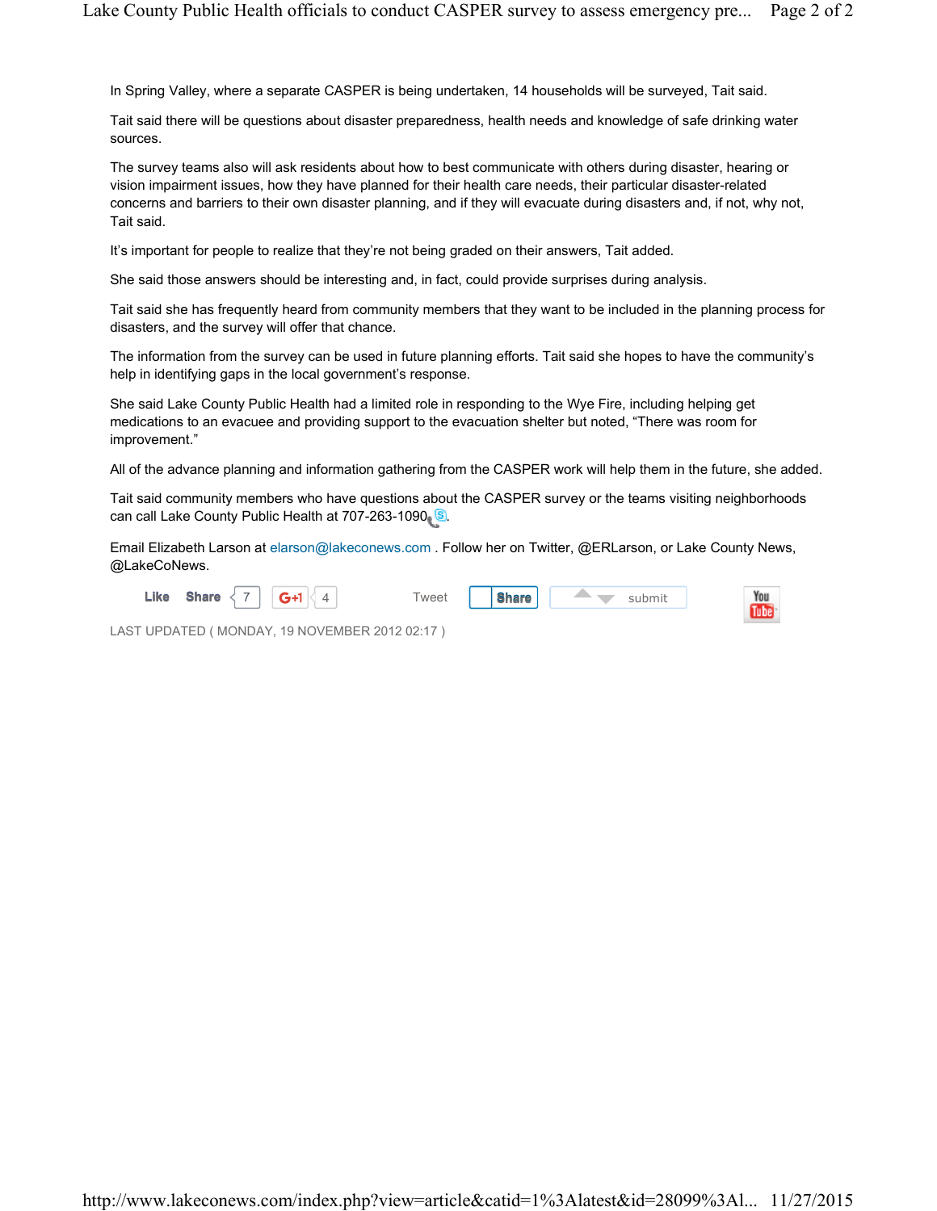In Spring Valley, where a separate CASPER is being undertaken, 14 households will be surveyed, Tait said.

Tait said there will be questions about disaster preparedness, health needs and knowledge of safe drinking water sources.

The survey teams also will ask residents about how to best communicate with others during disaster, hearing or vision impairment issues, how they have planned for their health care needs, their particular disaster-related concerns and barriers to their own disaster planning, and if they will evacuate during disasters and, if not, why not, Tait said.

It's important for people to realize that they're not being graded on their answers, Tait added.

She said those answers should be interesting and, in fact, could provide surprises during analysis.

Tait said she has frequently heard from community members that they want to be included in the planning process for disasters, and the survey will offer that chance.

The information from the survey can be used in future planning efforts. Tait said she hopes to have the community's help in identifying gaps in the local government's response.

She said Lake County Public Health had a limited role in responding to the Wye Fire, including helping get medications to an evacuee and providing support to the evacuation shelter but noted, "There was room for improvement."

All of the advance planning and information gathering from the CASPER work will help them in the future, she added.

Tait said community members who have questions about the CASPER survey or the teams visiting neighborhoods can call Lake County Public Health at 707-263-1090.

Email Elizabeth Larson at elarson@lakeconews.com . Follow her on Twitter, @ERLarson, or Lake County News, @LakeCoNews.

Like Share 7 G+1 4 Tweet Share submit

LAST UPDATED ( MONDAY, 19 NOVEMBER 2012 02:17 )